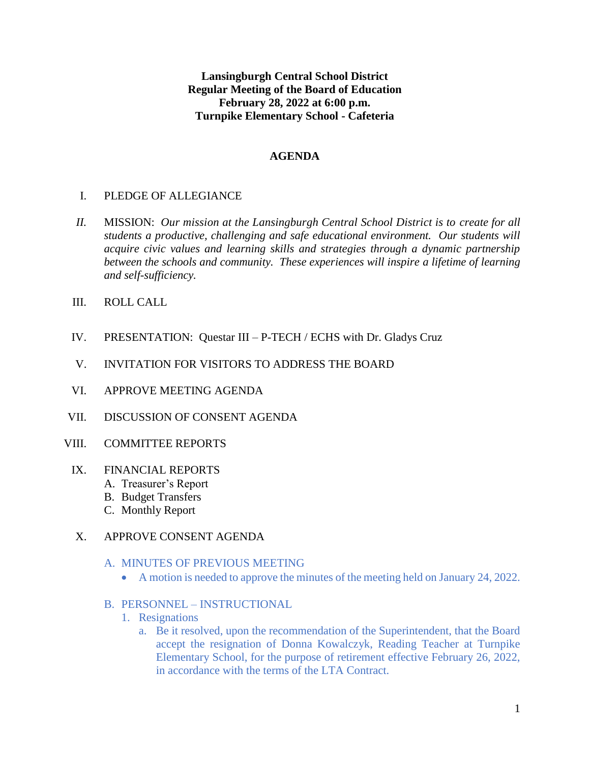**Lansingburgh Central School District**
**Regular Meeting of the Board of Education**
**February 28, 2022 at 6:00 p.m.**
**Turnpike Elementary School - Cafeteria**

# AGENDA

I. PLEDGE OF ALLEGIANCE

*II.* MISSION: *Our mission at the Lansingburgh Central School District is to create for all students a productive, challenging and safe educational environment. Our students will acquire civic values and learning skills and strategies through a dynamic partnership between the schools and community. These experiences will inspire a lifetime of learning and self-sufficiency.*

III. ROLL CALL

IV. PRESENTATION: Questar III – P-TECH / ECHS with Dr. Gladys Cruz

V. INVITATION FOR VISITORS TO ADDRESS THE BOARD

VI. APPROVE MEETING AGENDA

VII. DISCUSSION OF CONSENT AGENDA

VIII. COMMITTEE REPORTS

IX. FINANCIAL REPORTS
   A. Treasurer's Report
   B. Budget Transfers
   C. Monthly Report

X. APPROVE CONSENT AGENDA

   A. MINUTES OF PREVIOUS MEETING
   - A motion is needed to approve the minutes of the meeting held on January 24, 2022.

   B. PERSONNEL – INSTRUCTIONAL
      1. Resignations
         a. Be it resolved, upon the recommendation of the Superintendent, that the Board accept the resignation of Donna Kowalczyk, Reading Teacher at Turnpike Elementary School, for the purpose of retirement effective February 26, 2022, in accordance with the terms of the LTA Contract.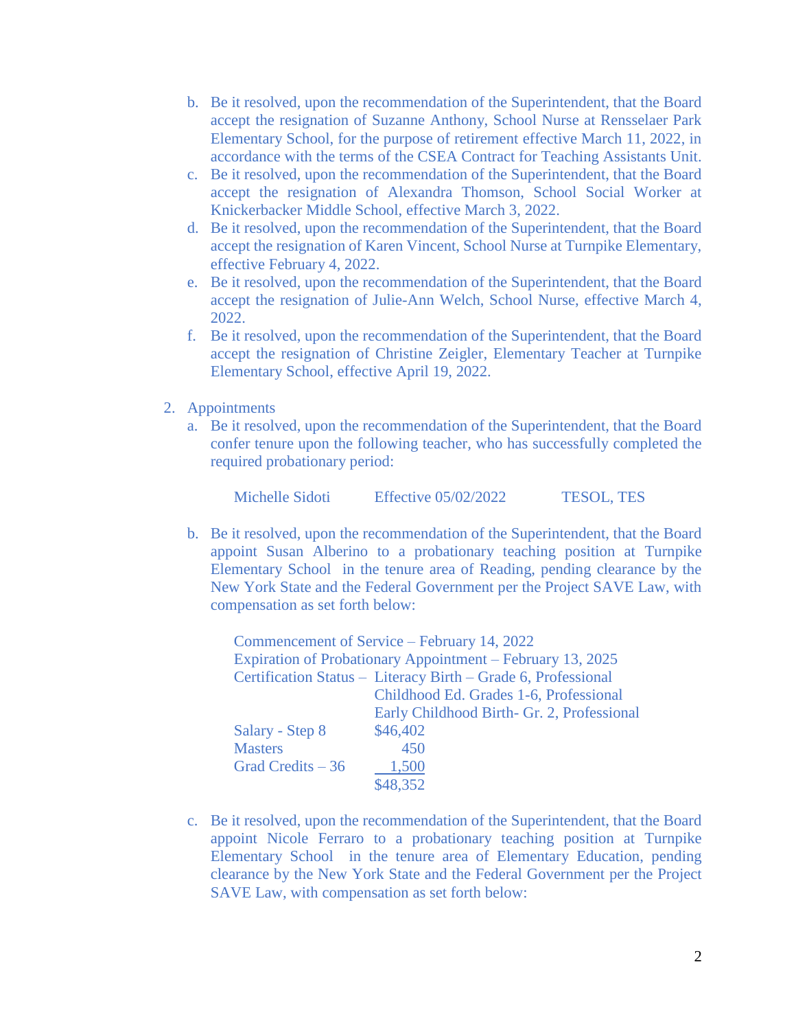b. Be it resolved, upon the recommendation of the Superintendent, that the Board accept the resignation of Suzanne Anthony, School Nurse at Rensselaer Park Elementary School, for the purpose of retirement effective March 11, 2022, in accordance with the terms of the CSEA Contract for Teaching Assistants Unit.

c. Be it resolved, upon the recommendation of the Superintendent, that the Board accept the resignation of Alexandra Thomson, School Social Worker at Knickerbacker Middle School, effective March 3, 2022.

d. Be it resolved, upon the recommendation of the Superintendent, that the Board accept the resignation of Karen Vincent, School Nurse at Turnpike Elementary, effective February 4, 2022.

e. Be it resolved, upon the recommendation of the Superintendent, that the Board accept the resignation of Julie-Ann Welch, School Nurse, effective March 4, 2022.

f. Be it resolved, upon the recommendation of the Superintendent, that the Board accept the resignation of Christine Zeigler, Elementary Teacher at Turnpike Elementary School, effective April 19, 2022.

2. Appointments

a. Be it resolved, upon the recommendation of the Superintendent, that the Board confer tenure upon the following teacher, who has successfully completed the required probationary period:

| Michelle Sidoti | Effective 05/02/2022 | TESOL, TES |
|---|---|---|

b. Be it resolved, upon the recommendation of the Superintendent, that the Board appoint Susan Alberino to a probationary teaching position at Turnpike Elementary School in the tenure area of Reading, pending clearance by the New York State and the Federal Government per the Project SAVE Law, with compensation as set forth below:

Commencement of Service – February 14, 2022
Expiration of Probationary Appointment – February 13, 2025

| | |
|---|---|
| Certification Status – | Literacy Birth – Grade 6, Professional |
| | Childhood Ed. Grades 1-6, Professional |
| | Early Childhood Birth- Gr. 2, Professional |
| Salary - Step 8 | $46,402 |
| Masters | 450 |
| Grad Credits – 36 | 1,500 |
| | $48,352 |

c. Be it resolved, upon the recommendation of the Superintendent, that the Board appoint Nicole Ferraro to a probationary teaching position at Turnpike Elementary School in the tenure area of Elementary Education, pending clearance by the New York State and the Federal Government per the Project SAVE Law, with compensation as set forth below: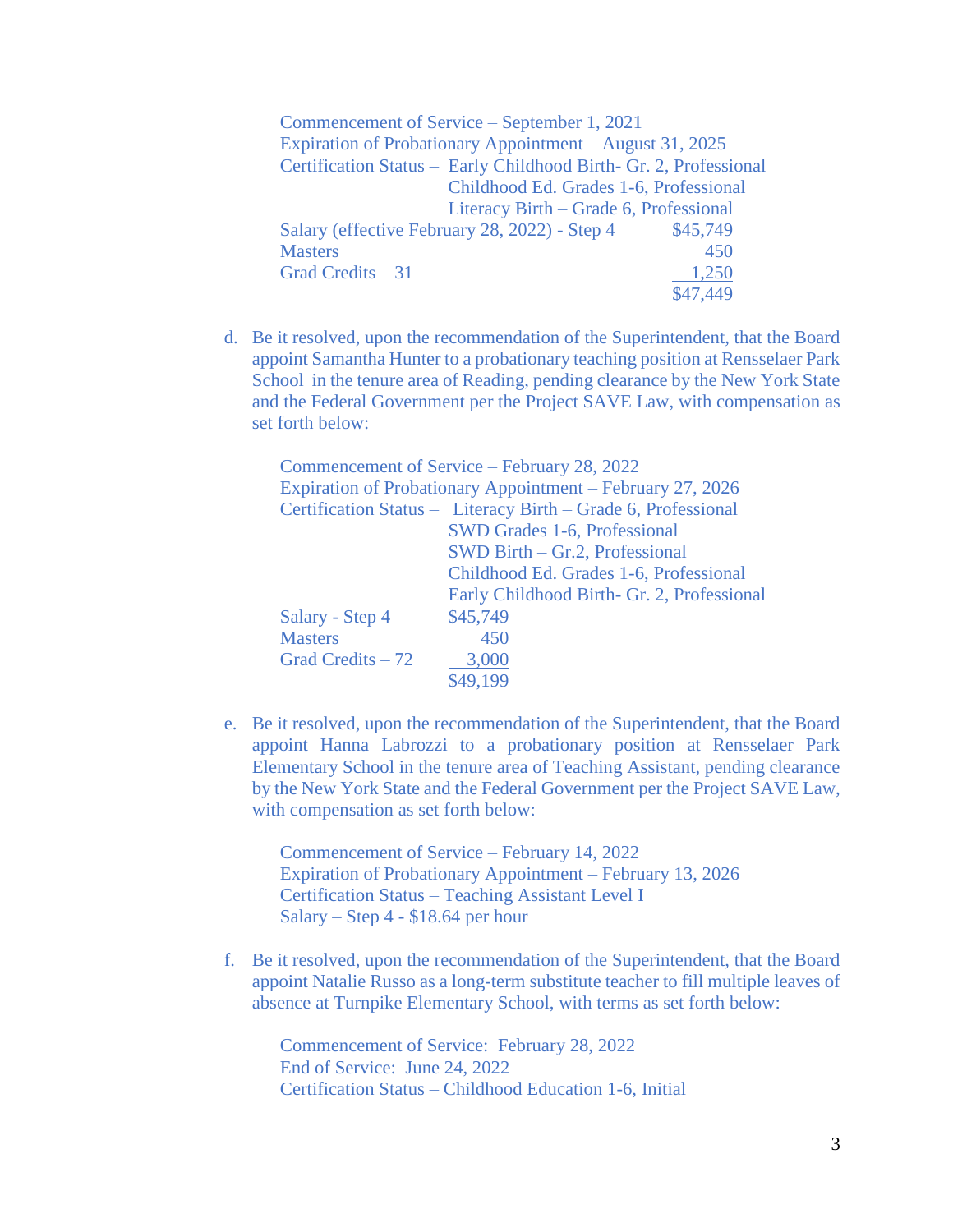Commencement of Service – September 1, 2021
Expiration of Probationary Appointment – August 31, 2025
Certification Status – Early Childhood Birth- Gr. 2, Professional
Childhood Ed. Grades 1-6, Professional
Literacy Birth – Grade 6, Professional

| | |
|---|---|
| Salary (effective February 28, 2022) - Step 4 | $45,749 |
| Masters | 450 |
| Grad Credits – 31 | 1,250 |
| | $47,449 |

d. Be it resolved, upon the recommendation of the Superintendent, that the Board appoint Samantha Hunter to a probationary teaching position at Rensselaer Park School in the tenure area of Reading, pending clearance by the New York State and the Federal Government per the Project SAVE Law, with compensation as set forth below:

Commencement of Service – February 28, 2022
Expiration of Probationary Appointment – February 27, 2026
Certification Status – Literacy Birth – Grade 6, Professional
SWD Grades 1-6, Professional
SWD Birth – Gr.2, Professional
Childhood Ed. Grades 1-6, Professional
Early Childhood Birth- Gr. 2, Professional

| | |
|---|---|
| Salary - Step 4 | $45,749 |
| Masters | 450 |
| Grad Credits – 72 | 3,000 |
| | $49,199 |

e. Be it resolved, upon the recommendation of the Superintendent, that the Board appoint Hanna Labrozzi to a probationary position at Rensselaer Park Elementary School in the tenure area of Teaching Assistant, pending clearance by the New York State and the Federal Government per the Project SAVE Law, with compensation as set forth below:

Commencement of Service – February 14, 2022
Expiration of Probationary Appointment – February 13, 2026
Certification Status – Teaching Assistant Level I
Salary – Step 4 - $18.64 per hour

f. Be it resolved, upon the recommendation of the Superintendent, that the Board appoint Natalie Russo as a long-term substitute teacher to fill multiple leaves of absence at Turnpike Elementary School, with terms as set forth below:

Commencement of Service: February 28, 2022
End of Service: June 24, 2022
Certification Status – Childhood Education 1-6, Initial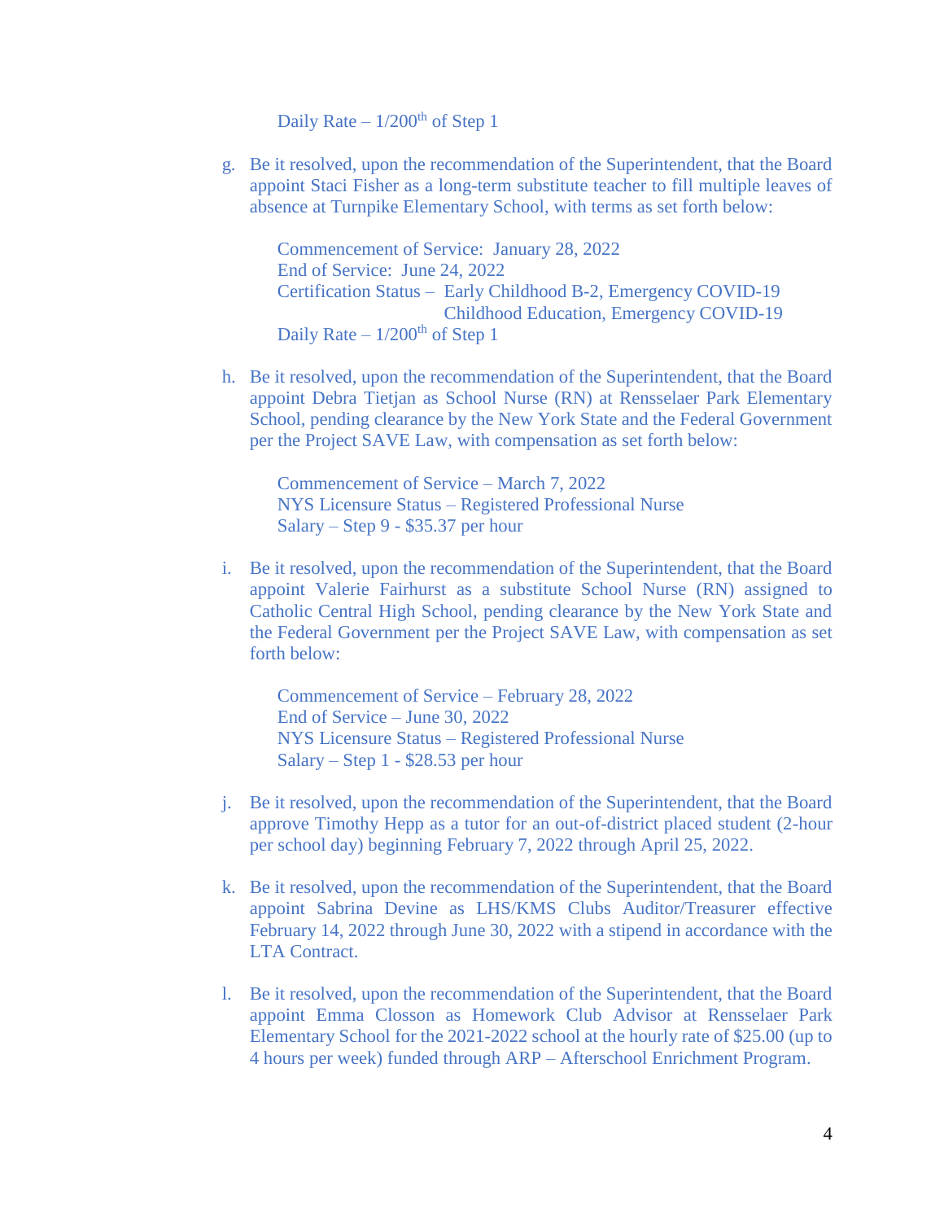Daily Rate – 1/200th of Step 1

g. Be it resolved, upon the recommendation of the Superintendent, that the Board appoint Staci Fisher as a long-term substitute teacher to fill multiple leaves of absence at Turnpike Elementary School, with terms as set forth below:

   Commencement of Service: January 28, 2022
   End of Service: June 24, 2022
   Certification Status – Early Childhood B-2, Emergency COVID-19
   Childhood Education, Emergency COVID-19
   Daily Rate – 1/200th of Step 1

h. Be it resolved, upon the recommendation of the Superintendent, that the Board appoint Debra Tietjan as School Nurse (RN) at Rensselaer Park Elementary School, pending clearance by the New York State and the Federal Government per the Project SAVE Law, with compensation as set forth below:

   Commencement of Service – March 7, 2022
   NYS Licensure Status – Registered Professional Nurse
   Salary – Step 9 - $35.37 per hour

i. Be it resolved, upon the recommendation of the Superintendent, that the Board appoint Valerie Fairhurst as a substitute School Nurse (RN) assigned to Catholic Central High School, pending clearance by the New York State and the Federal Government per the Project SAVE Law, with compensation as set forth below:

   Commencement of Service – February 28, 2022
   End of Service – June 30, 2022
   NYS Licensure Status – Registered Professional Nurse
   Salary – Step 1 - $28.53 per hour

j. Be it resolved, upon the recommendation of the Superintendent, that the Board approve Timothy Hepp as a tutor for an out-of-district placed student (2-hour per school day) beginning February 7, 2022 through April 25, 2022.

k. Be it resolved, upon the recommendation of the Superintendent, that the Board appoint Sabrina Devine as LHS/KMS Clubs Auditor/Treasurer effective February 14, 2022 through June 30, 2022 with a stipend in accordance with the LTA Contract.

l. Be it resolved, upon the recommendation of the Superintendent, that the Board appoint Emma Closson as Homework Club Advisor at Rensselaer Park Elementary School for the 2021-2022 school at the hourly rate of $25.00 (up to 4 hours per week) funded through ARP – Afterschool Enrichment Program.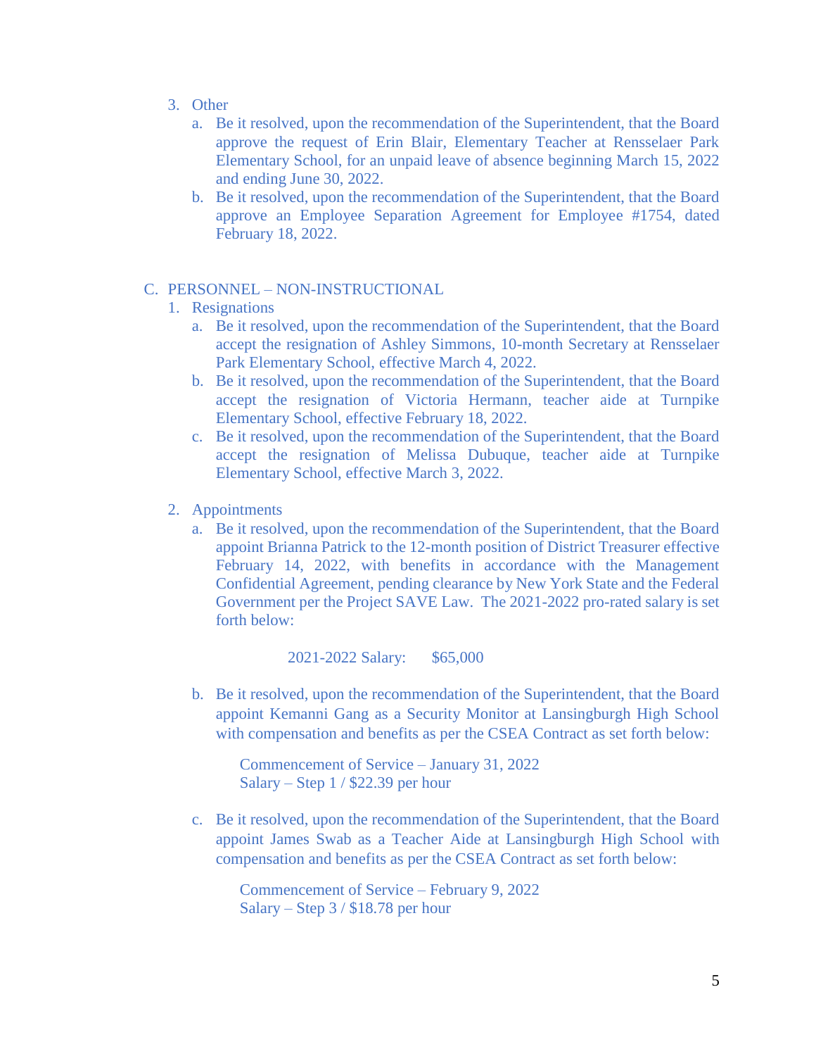3. Other
    a. Be it resolved, upon the recommendation of the Superintendent, that the Board approve the request of Erin Blair, Elementary Teacher at Rensselaer Park Elementary School, for an unpaid leave of absence beginning March 15, 2022 and ending June 30, 2022.
    b. Be it resolved, upon the recommendation of the Superintendent, that the Board approve an Employee Separation Agreement for Employee #1754, dated February 18, 2022.

C. PERSONNEL – NON-INSTRUCTIONAL

1. Resignations
    a. Be it resolved, upon the recommendation of the Superintendent, that the Board accept the resignation of Ashley Simmons, 10-month Secretary at Rensselaer Park Elementary School, effective March 4, 2022.
    b. Be it resolved, upon the recommendation of the Superintendent, that the Board accept the resignation of Victoria Hermann, teacher aide at Turnpike Elementary School, effective February 18, 2022.
    c. Be it resolved, upon the recommendation of the Superintendent, that the Board accept the resignation of Melissa Dubuque, teacher aide at Turnpike Elementary School, effective March 3, 2022.

2. Appointments
    a. Be it resolved, upon the recommendation of the Superintendent, that the Board appoint Brianna Patrick to the 12-month position of District Treasurer effective February 14, 2022, with benefits in accordance with the Management Confidential Agreement, pending clearance by New York State and the Federal Government per the Project SAVE Law. The 2021-2022 pro-rated salary is set forth below:

        2021-2022 Salary: $65,000

    b. Be it resolved, upon the recommendation of the Superintendent, that the Board appoint Kemanni Gang as a Security Monitor at Lansingburgh High School with compensation and benefits as per the CSEA Contract as set forth below:

        Commencement of Service – January 31, 2022
        Salary – Step 1 / $22.39 per hour

    c. Be it resolved, upon the recommendation of the Superintendent, that the Board appoint James Swab as a Teacher Aide at Lansingburgh High School with compensation and benefits as per the CSEA Contract as set forth below:

        Commencement of Service – February 9, 2022
        Salary – Step 3 / $18.78 per hour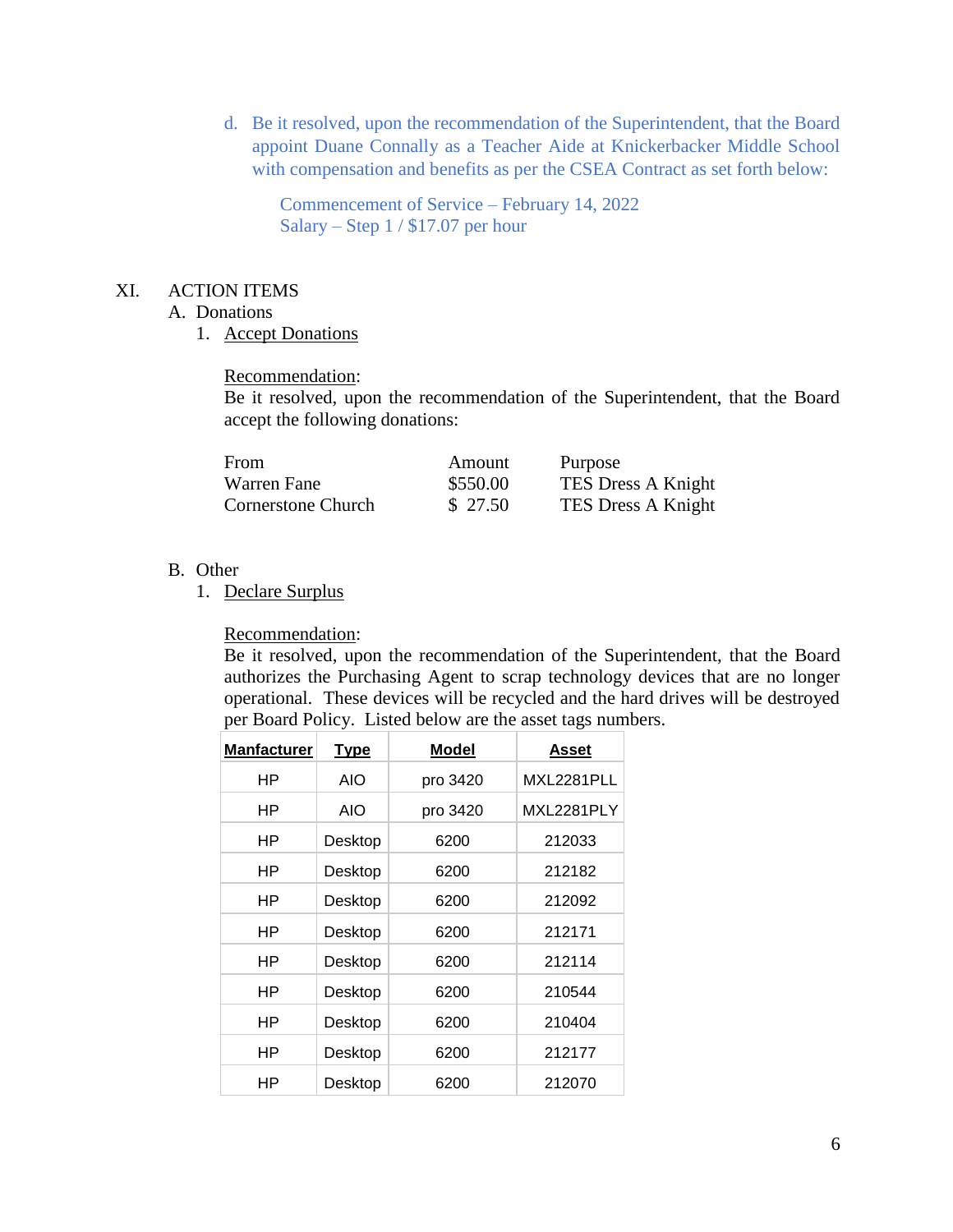d. Be it resolved, upon the recommendation of the Superintendent, that the Board appoint Duane Connally as a Teacher Aide at Knickerbacker Middle School with compensation and benefits as per the CSEA Contract as set forth below:

   Commencement of Service – February 14, 2022
   Salary – Step 1 / $17.07 per hour

XI. ACTION ITEMS

A. Donations

1. Accept Donations

Recommendation:
Be it resolved, upon the recommendation of the Superintendent, that the Board accept the following donations:

| From | Amount | Purpose |
|---|---|---|
| Warren Fane | $550.00 | TES Dress A Knight |
| Cornerstone Church | $ 27.50 | TES Dress A Knight |

B. Other

1. Declare Surplus

Recommendation:
Be it resolved, upon the recommendation of the Superintendent, that the Board authorizes the Purchasing Agent to scrap technology devices that are no longer operational. These devices will be recycled and the hard drives will be destroyed per Board Policy. Listed below are the asset tags numbers.

| Manfacturer | Type | Model | Asset |
|---|---|---|---|
| HP | AIO | pro 3420 | MXL2281PLL |
| HP | AIO | pro 3420 | MXL2281PLY |
| HP | Desktop | 6200 | 212033 |
| HP | Desktop | 6200 | 212182 |
| HP | Desktop | 6200 | 212092 |
| HP | Desktop | 6200 | 212171 |
| HP | Desktop | 6200 | 212114 |
| HP | Desktop | 6200 | 210544 |
| HP | Desktop | 6200 | 210404 |
| HP | Desktop | 6200 | 212177 |
| HP | Desktop | 6200 | 212070 |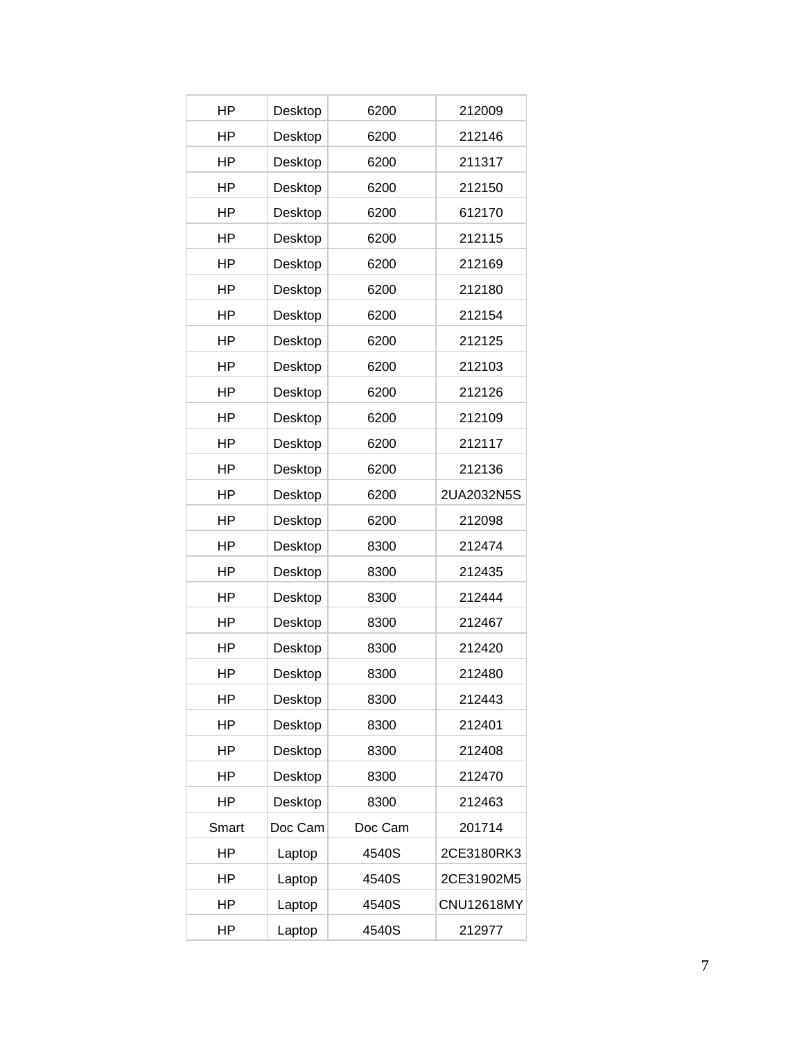| HP | Desktop | 6200 | 212009 |
|---|---|---|---|
| HP | Desktop | 6200 | 212146 |
| HP | Desktop | 6200 | 211317 |
| HP | Desktop | 6200 | 212150 |
| HP | Desktop | 6200 | 612170 |
| HP | Desktop | 6200 | 212115 |
| HP | Desktop | 6200 | 212169 |
| HP | Desktop | 6200 | 212180 |
| HP | Desktop | 6200 | 212154 |
| HP | Desktop | 6200 | 212125 |
| HP | Desktop | 6200 | 212103 |
| HP | Desktop | 6200 | 212126 |
| HP | Desktop | 6200 | 212109 |
| HP | Desktop | 6200 | 212117 |
| HP | Desktop | 6200 | 212136 |
| HP | Desktop | 6200 | 2UA2032N5S |
| HP | Desktop | 6200 | 212098 |
| HP | Desktop | 8300 | 212474 |
| HP | Desktop | 8300 | 212435 |
| HP | Desktop | 8300 | 212444 |
| HP | Desktop | 8300 | 212467 |
| HP | Desktop | 8300 | 212420 |
| HP | Desktop | 8300 | 212480 |
| HP | Desktop | 8300 | 212443 |
| HP | Desktop | 8300 | 212401 |
| HP | Desktop | 8300 | 212408 |
| HP | Desktop | 8300 | 212470 |
| HP | Desktop | 8300 | 212463 |
| Smart | Doc Cam | Doc Cam | 201714 |
| HP | Laptop | 4540S | 2CE3180RK3 |
| HP | Laptop | 4540S | 2CE31902M5 |
| HP | Laptop | 4540S | CNU12618MY |
| HP | Laptop | 4540S | 212977 |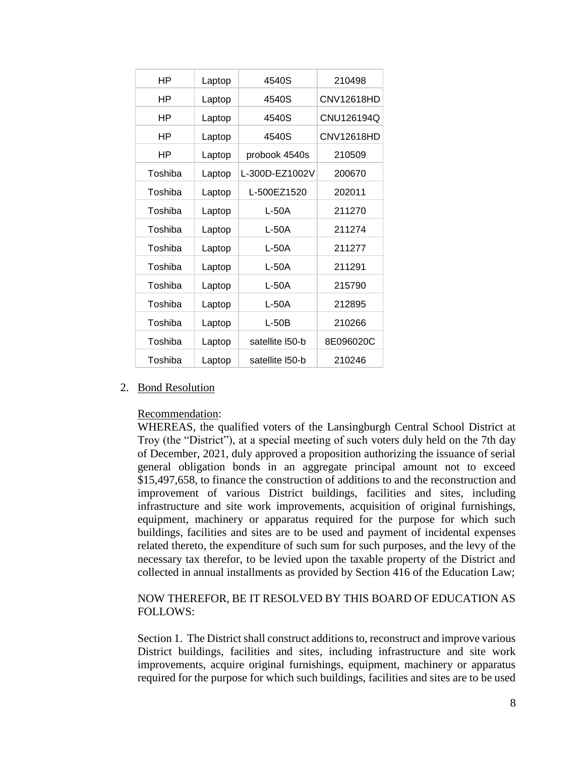| HP | Laptop | 4540S | 210498 |
|---|---|---|---|
| HP | Laptop | 4540S | CNV12618HD |
| HP | Laptop | 4540S | CNU126194Q |
| HP | Laptop | 4540S | CNV12618HD |
| HP | Laptop | probook 4540s | 210509 |
| Toshiba | Laptop | L-300D-EZ1002V | 200670 |
| Toshiba | Laptop | L-500EZ1520 | 202011 |
| Toshiba | Laptop | L-50A | 211270 |
| Toshiba | Laptop | L-50A | 211274 |
| Toshiba | Laptop | L-50A | 211277 |
| Toshiba | Laptop | L-50A | 211291 |
| Toshiba | Laptop | L-50A | 215790 |
| Toshiba | Laptop | L-50A | 212895 |
| Toshiba | Laptop | L-50B | 210266 |
| Toshiba | Laptop | satellite l50-b | 8E096020C |
| Toshiba | Laptop | satellite l50-b | 210246 |

2. Bond Resolution

   Recommendation:
   WHEREAS, the qualified voters of the Lansingburgh Central School District at Troy (the "District"), at a special meeting of such voters duly held on the 7th day of December, 2021, duly approved a proposition authorizing the issuance of serial general obligation bonds in an aggregate principal amount not to exceed $15,497,658, to finance the construction of additions to and the reconstruction and improvement of various District buildings, facilities and sites, including infrastructure and site work improvements, acquisition of original furnishings, equipment, machinery or apparatus required for the purpose for which such buildings, facilities and sites are to be used and payment of incidental expenses related thereto, the expenditure of such sum for such purposes, and the levy of the necessary tax therefor, to be levied upon the taxable property of the District and collected in annual installments as provided by Section 416 of the Education Law;

   NOW THEREFOR, BE IT RESOLVED BY THIS BOARD OF EDUCATION AS FOLLOWS:

   Section 1. The District shall construct additions to, reconstruct and improve various District buildings, facilities and sites, including infrastructure and site work improvements, acquire original furnishings, equipment, machinery or apparatus required for the purpose for which such buildings, facilities and sites are to be used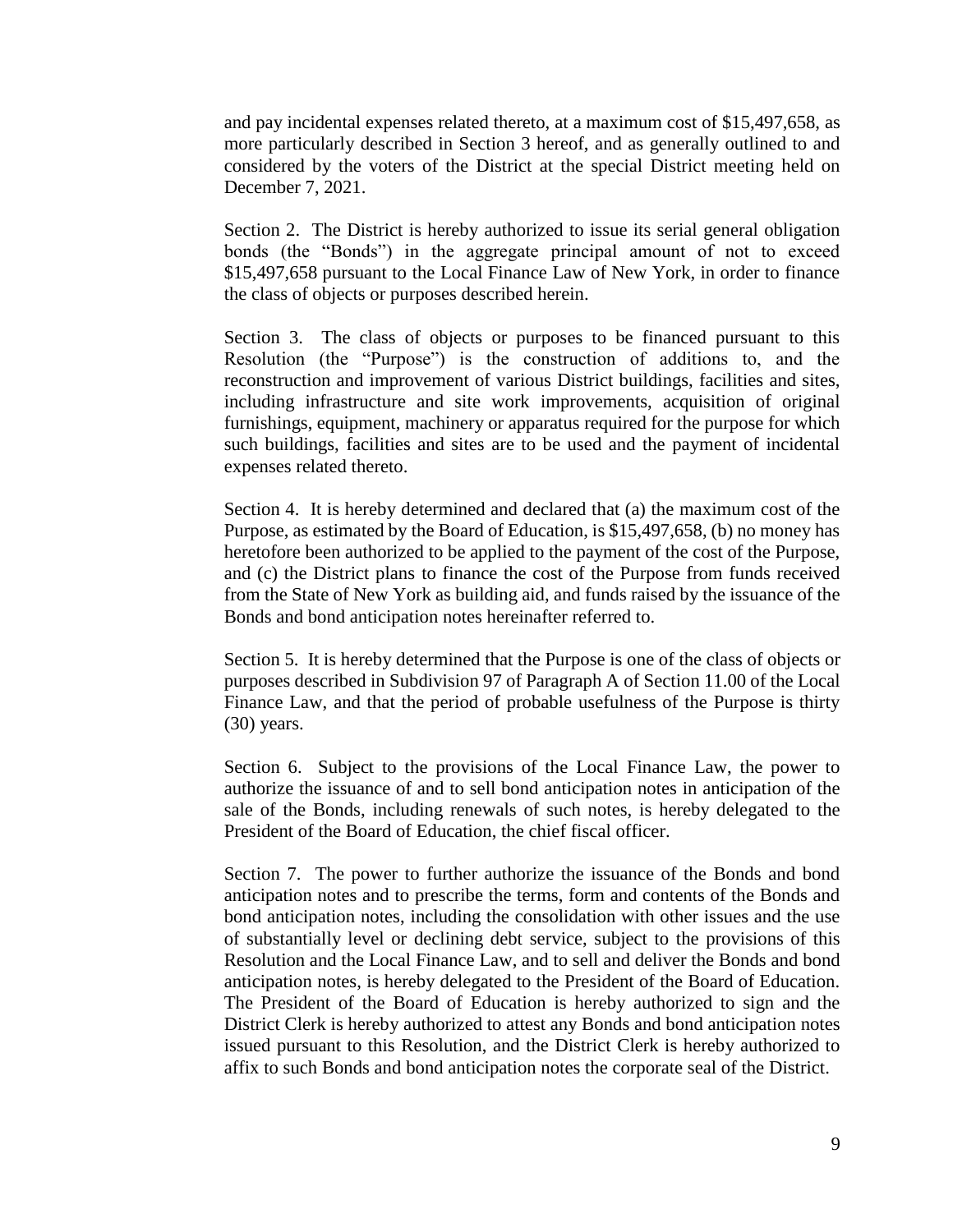and pay incidental expenses related thereto, at a maximum cost of $15,497,658, as more particularly described in Section 3 hereof, and as generally outlined to and considered by the voters of the District at the special District meeting held on December 7, 2021.

Section 2. The District is hereby authorized to issue its serial general obligation bonds (the "Bonds") in the aggregate principal amount of not to exceed $15,497,658 pursuant to the Local Finance Law of New York, in order to finance the class of objects or purposes described herein.

Section 3. The class of objects or purposes to be financed pursuant to this Resolution (the "Purpose") is the construction of additions to, and the reconstruction and improvement of various District buildings, facilities and sites, including infrastructure and site work improvements, acquisition of original furnishings, equipment, machinery or apparatus required for the purpose for which such buildings, facilities and sites are to be used and the payment of incidental expenses related thereto.

Section 4. It is hereby determined and declared that (a) the maximum cost of the Purpose, as estimated by the Board of Education, is $15,497,658, (b) no money has heretofore been authorized to be applied to the payment of the cost of the Purpose, and (c) the District plans to finance the cost of the Purpose from funds received from the State of New York as building aid, and funds raised by the issuance of the Bonds and bond anticipation notes hereinafter referred to.

Section 5. It is hereby determined that the Purpose is one of the class of objects or purposes described in Subdivision 97 of Paragraph A of Section 11.00 of the Local Finance Law, and that the period of probable usefulness of the Purpose is thirty (30) years.

Section 6. Subject to the provisions of the Local Finance Law, the power to authorize the issuance of and to sell bond anticipation notes in anticipation of the sale of the Bonds, including renewals of such notes, is hereby delegated to the President of the Board of Education, the chief fiscal officer.

Section 7. The power to further authorize the issuance of the Bonds and bond anticipation notes and to prescribe the terms, form and contents of the Bonds and bond anticipation notes, including the consolidation with other issues and the use of substantially level or declining debt service, subject to the provisions of this Resolution and the Local Finance Law, and to sell and deliver the Bonds and bond anticipation notes, is hereby delegated to the President of the Board of Education. The President of the Board of Education is hereby authorized to sign and the District Clerk is hereby authorized to attest any Bonds and bond anticipation notes issued pursuant to this Resolution, and the District Clerk is hereby authorized to affix to such Bonds and bond anticipation notes the corporate seal of the District.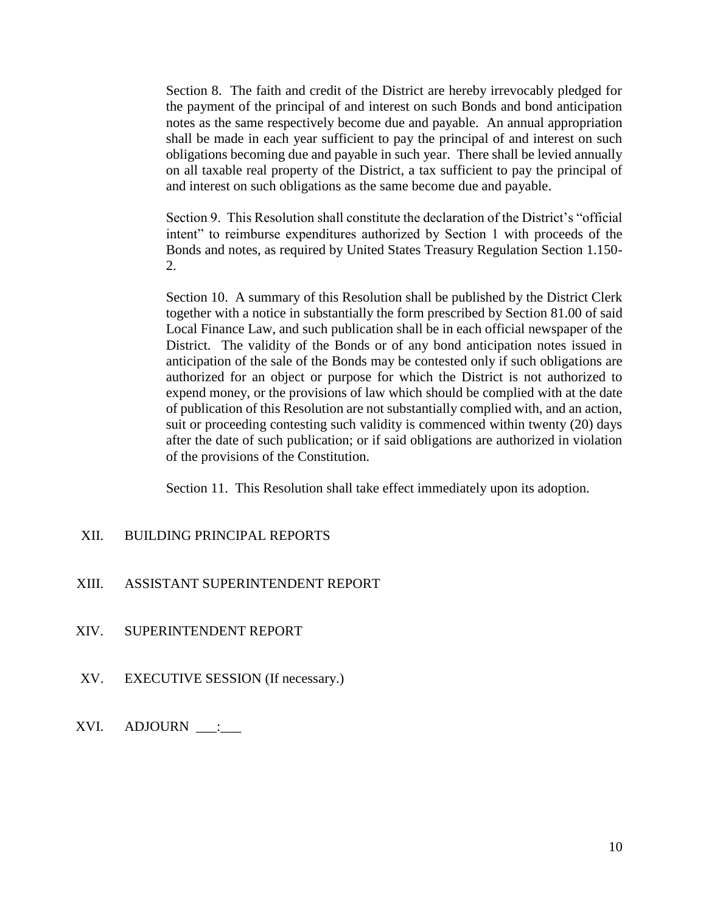Section 8. The faith and credit of the District are hereby irrevocably pledged for the payment of the principal of and interest on such Bonds and bond anticipation notes as the same respectively become due and payable. An annual appropriation shall be made in each year sufficient to pay the principal of and interest on such obligations becoming due and payable in such year. There shall be levied annually on all taxable real property of the District, a tax sufficient to pay the principal of and interest on such obligations as the same become due and payable.

Section 9. This Resolution shall constitute the declaration of the District's "official intent" to reimburse expenditures authorized by Section 1 with proceeds of the Bonds and notes, as required by United States Treasury Regulation Section 1.150-2.

Section 10. A summary of this Resolution shall be published by the District Clerk together with a notice in substantially the form prescribed by Section 81.00 of said Local Finance Law, and such publication shall be in each official newspaper of the District. The validity of the Bonds or of any bond anticipation notes issued in anticipation of the sale of the Bonds may be contested only if such obligations are authorized for an object or purpose for which the District is not authorized to expend money, or the provisions of law which should be complied with at the date of publication of this Resolution are not substantially complied with, and an action, suit or proceeding contesting such validity is commenced within twenty (20) days after the date of such publication; or if said obligations are authorized in violation of the provisions of the Constitution.

Section 11. This Resolution shall take effect immediately upon its adoption.

XII. BUILDING PRINCIPAL REPORTS

XIII. ASSISTANT SUPERINTENDENT REPORT

XIV. SUPERINTENDENT REPORT

XV. EXECUTIVE SESSION (If necessary.)

XVI. ADJOURN ___:___